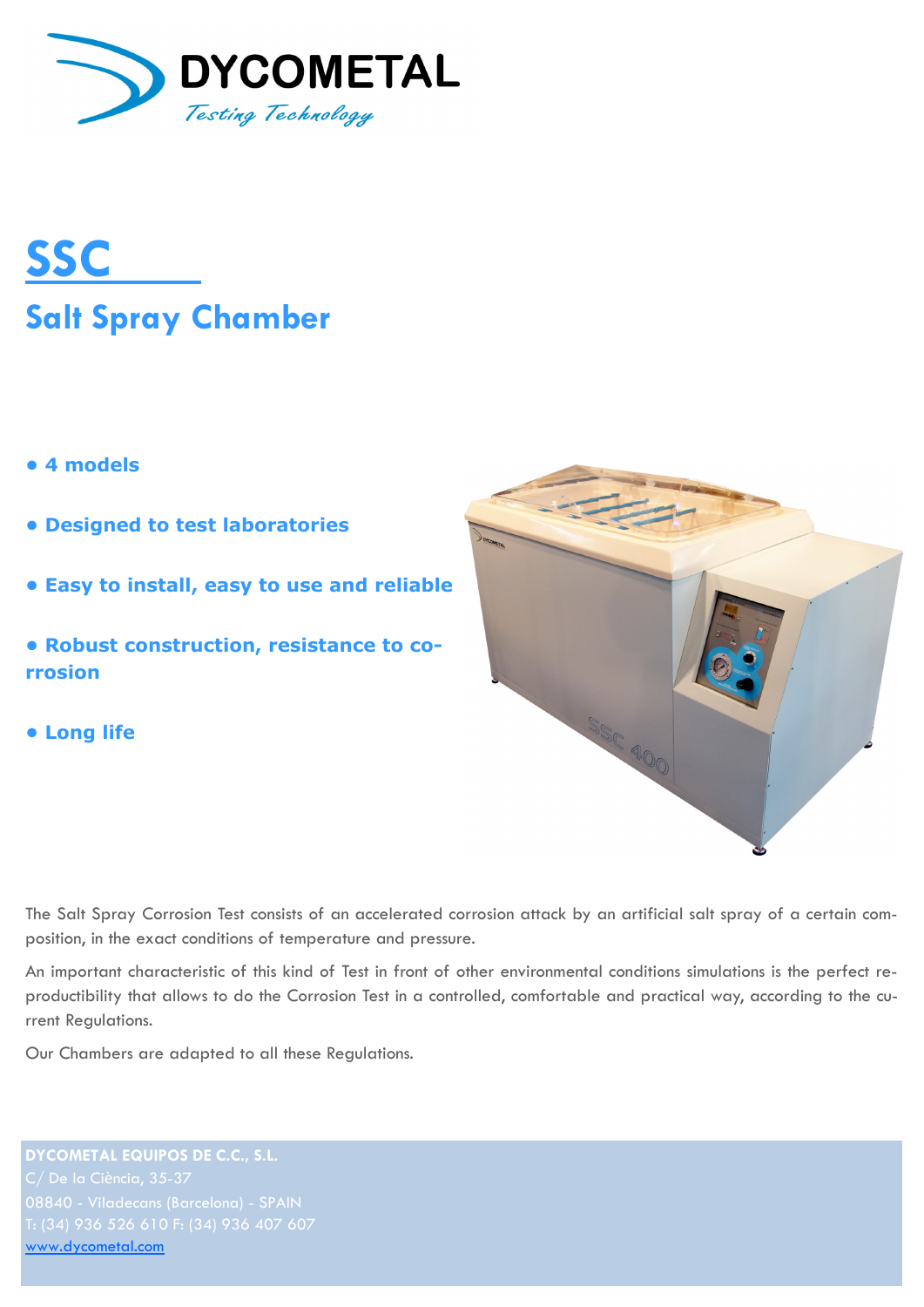DYCOMETAL

*Testing Technology*

# SSC

## Salt Spray Chamber

- **4 models**
- **Designed to test laboratories**
- **Easy to install, easy to use and reliable**
- **Robust construction, resistance to corrosion**
- **Long life**

The Salt Spray Corrosion Test consists of an accelerated corrosion attack by an artificial salt spray of a certain composition, in the exact conditions of temperature and pressure.

An important characteristic of this kind of Test in front of other environmental conditions simulations is the perfect reproductibility that allows to do the Corrosion Test in a controlled, comfortable and practical way, according to the current Regulations.

Our Chambers are adapted to all these Regulations.

**DYCOMETAL EQUIPOS DE C.C., S.L.**
C/ De la Ciència, 35-37
08840 - Viladecans (Barcelona) - SPAIN
T: (34) 936 526 610 F: (34) 936 407 607
www.dycometal.com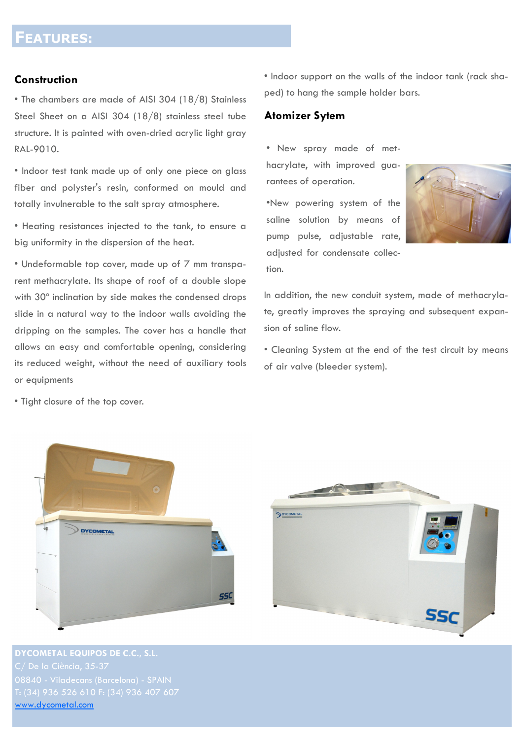# Features:

## Construction

- The chambers are made of AISI 304 (18/8) Stainless Steel Sheet on a AISI 304 (18/8) stainless steel tube structure. It is painted with oven-dried acrylic light gray RAL-9010.

- Indoor test tank made up of only one piece on glass fiber and polyster's resin, conformed on mould and totally invulnerable to the salt spray atmosphere.

- Heating resistances injected to the tank, to ensure a big uniformity in the dispersion of the heat.

- Undeformable top cover, made up of 7 mm transparent methacrylate. Its shape of roof of a double slope with 30° inclination by side makes the condensed drops slide in a natural way to the indoor walls avoiding the dripping on the samples. The cover has a handle that allows an easy and comfortable opening, considering its reduced weight, without the need of auxiliary tools or equipments

- Tight closure of the top cover.

- Indoor support on the walls of the indoor tank (rack shaped) to hang the sample holder bars.

## Atomizer Sytem

- New spray made of methacrylate, with improved guarantees of operation.

- New powering system of the saline solution by means of pump pulse, adjustable rate, adjusted for condensate collection.

In addition, the new conduit system, made of methacrylate, greatly improves the spraying and subsequent expansion of saline flow.

- Cleaning System at the end of the test circuit by means of air valve (bleeder system).

**DYCOMETAL EQUIPOS DE C.C., S.L.**
C/ De la Ciència, 35-37
08840 - Viladecans (Barcelona) - SPAIN
T: (34) 936 526 610 F: (34) 936 407 607
www.dycometal.com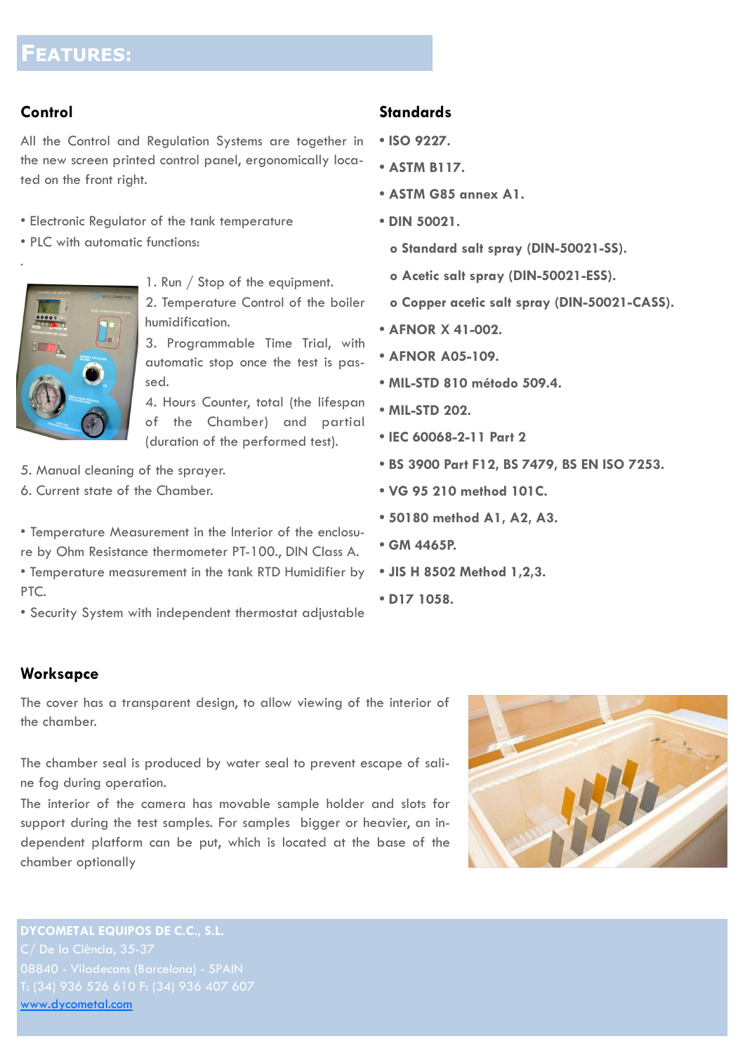# FEATURES:

## Control

All the Control and Regulation Systems are together in the new screen printed control panel, ergonomically located on the front right.

- Electronic Regulator of the tank temperature
- PLC with automatic functions:

.

1. Run / Stop of the equipment.
2. Temperature Control of the boiler humidification.
3. Programmable Time Trial, with automatic stop once the test is passed.
4. Hours Counter, total (the lifespan of the Chamber) and partial (duration of the performed test).
5. Manual cleaning of the sprayer.
6. Current state of the Chamber.

- Temperature Measurement in the Interior of the enclosure by Ohm Resistance thermometer PT-100., DIN Class A.
- Temperature measurement in the tank RTD Humidifier by PTC.
- Security System with independent thermostat adjustable

## Standards

- **ISO 9227.**
- **ASTM B117.**
- **ASTM G85 annex A1.**
- **DIN 50021.**
  - **Standard salt spray (DIN-50021-SS).**
  - **Acetic salt spray (DIN-50021-ESS).**
  - **Copper acetic salt spray (DIN-50021-CASS).**
- **AFNOR X 41-002.**
- **AFNOR A05-109.**
- **MIL-STD 810 método 509.4.**
- **MIL-STD 202.**
- **IEC 60068-2-11 Part 2**
- **BS 3900 Part F12, BS 7479, BS EN ISO 7253.**
- **VG 95 210 method 101C.**
- **50180 method A1, A2, A3.**
- **GM 4465P.**
- **JIS H 8502 Method 1,2,3.**
- **D17 1058.**

## Worksapce

The cover has a transparent design, to allow viewing of the interior of the chamber.

The chamber seal is produced by water seal to prevent escape of saline fog during operation.

The interior of the camera has movable sample holder and slots for support during the test samples. For samples bigger or heavier, an independent platform can be put, which is located at the base of the chamber optionally

**DYCOMETAL EQUIPOS DE C.C., S.L.**
C/ De la Ciència, 35-37
08840 - Viladecans (Barcelona) - SPAIN
T: (34) 936 526 610 F: (34) 936 407 607
www.dycometal.com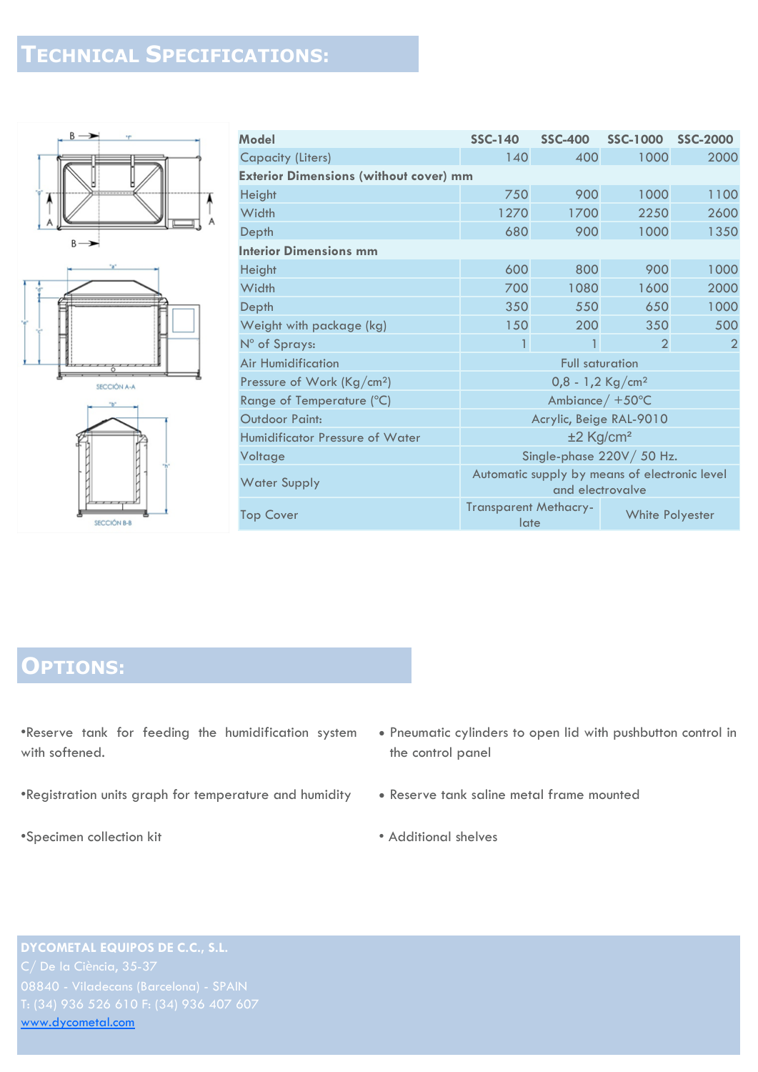## Technical Specifications:

SECCIÓN A-A

SECCIÓN B-B

| Model | SSC-140 | SSC-400 | SSC-1000 | SSC-2000 |
|---|---|---|---|---|
| Capacity (Liters) | 140 | 400 | 1000 | 2000 |
| **Exterior Dimensions (without cover) mm** | | | | |
| Height | 750 | 900 | 1000 | 1100 |
| Width | 1270 | 1700 | 2250 | 2600 |
| Depth | 680 | 900 | 1000 | 1350 |
| **Interior Dimensions mm** | | | | |
| Height | 600 | 800 | 900 | 1000 |
| Width | 700 | 1080 | 1600 | 2000 |
| Depth | 350 | 550 | 650 | 1000 |
| Weight with package (kg) | 150 | 200 | 350 | 500 |
| Nº of Sprays: | 1 | 1 | 2 | 2 |
| Air Humidification | Full saturation | | | |
| Pressure of Work (Kg/cm²) | 0,8 - 1,2 Kg/cm² | | | |
| Range of Temperature (°C) | Ambiance/ +50°C | | | |
| Outdoor Paint: | Acrylic, Beige RAL-9010 | | | |
| Humidificator Pressure of Water | ±2 Kg/cm² | | | |
| Voltage | Single-phase 220V/ 50 Hz. | | | |
| Water Supply | Automatic supply by means of electronic level and electrovalve | | | |
| Top Cover | Transparent Methacrylate | | White Polyester | |

## Options:

- Reserve tank for feeding the humidification system with softened.
- Registration units graph for temperature and humidity
- Specimen collection kit
- Pneumatic cylinders to open lid with pushbutton control in the control panel
- Reserve tank saline metal frame mounted
- Additional shelves

**DYCOMETAL EQUIPOS DE C.C., S.L.**
C/ De la Ciència, 35-37
08840 - Viladecans (Barcelona) - SPAIN
T: (34) 936 526 610 F: (34) 936 407 607
www.dycometal.com